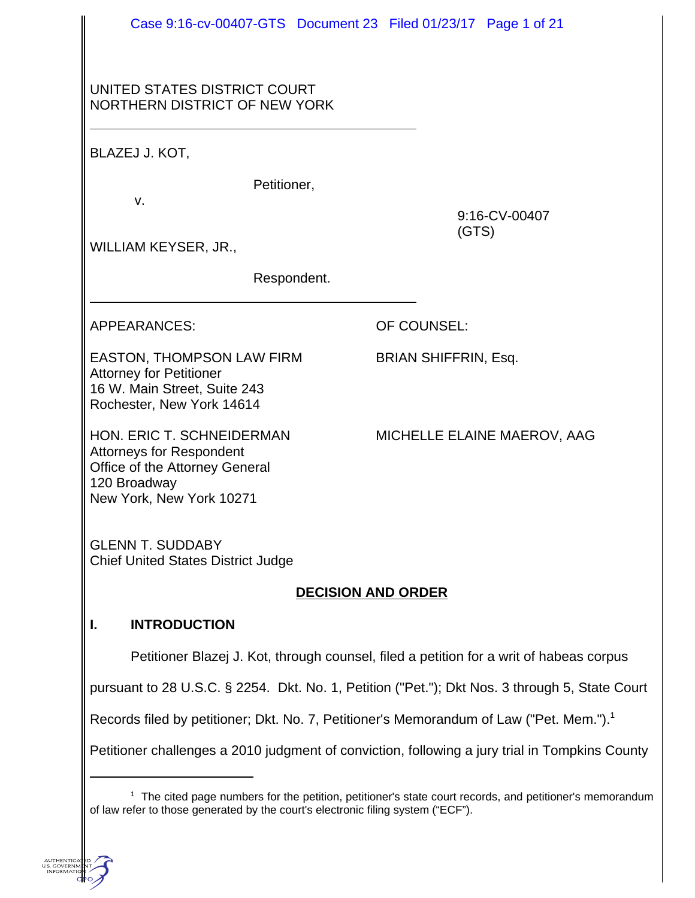UNITED STATES DISTRICT COURT
NORTHERN DISTRICT OF NEW YORK

---

BLAZEJ J. KOT,

Petitioner,

v.

9:16-CV-00407 (GTS)

WILLIAM KEYSER, JR.,

Respondent.

---

APPEARANCES: OF COUNSEL:

EASTON, THOMPSON LAW FIRM — BRIAN SHIFFRIN, Esq.
Attorney for Petitioner
16 W. Main Street, Suite 243
Rochester, New York 14614

HON. ERIC T. SCHNEIDERMAN — MICHELLE ELAINE MAEROV, AAG
Attorneys for Respondent
Office of the Attorney General
120 Broadway
New York, New York 10271

GLENN T. SUDDABY
Chief United States District Judge

**DECISION AND ORDER**

## I. INTRODUCTION

Petitioner Blazej J. Kot, through counsel, filed a petition for a writ of habeas corpus pursuant to 28 U.S.C. § 2254. Dkt. No. 1, Petition ("Pet."); Dkt Nos. 3 through 5, State Court Records filed by petitioner; Dkt. No. 7, Petitioner's Memorandum of Law ("Pet. Mem.").[1] Petitioner challenges a 2010 judgment of conviction, following a jury trial in Tompkins County

---

[1] The cited page numbers for the petition, petitioner's state court records, and petitioner's memorandum of law refer to those generated by the court's electronic filing system ("ECF").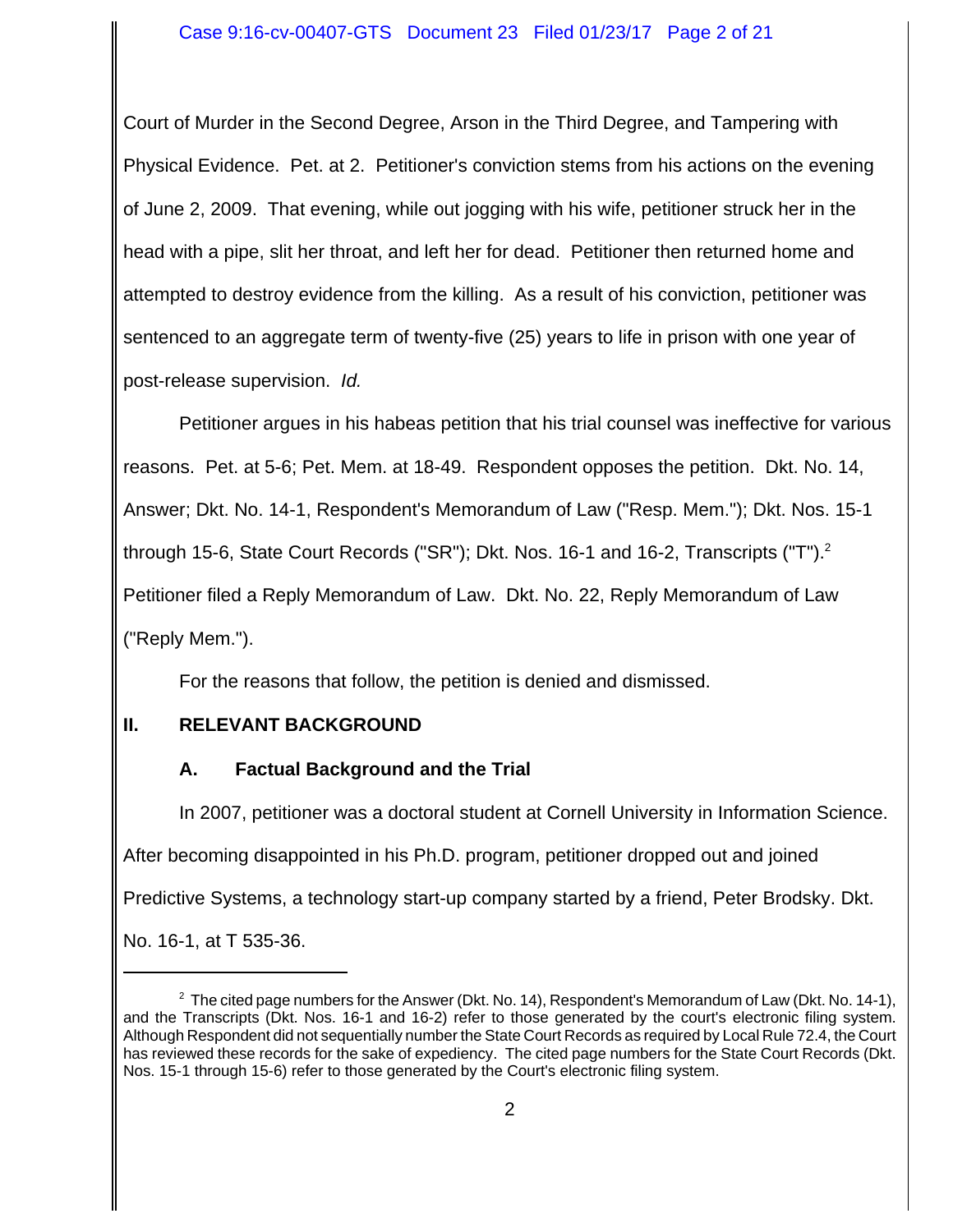Court of Murder in the Second Degree, Arson in the Third Degree, and Tampering with Physical Evidence. Pet. at 2. Petitioner's conviction stems from his actions on the evening of June 2, 2009. That evening, while out jogging with his wife, petitioner struck her in the head with a pipe, slit her throat, and left her for dead. Petitioner then returned home and attempted to destroy evidence from the killing. As a result of his conviction, petitioner was sentenced to an aggregate term of twenty-five (25) years to life in prison with one year of post-release supervision. *Id.*

Petitioner argues in his habeas petition that his trial counsel was ineffective for various reasons. Pet. at 5-6; Pet. Mem. at 18-49. Respondent opposes the petition. Dkt. No. 14, Answer; Dkt. No. 14-1, Respondent's Memorandum of Law ("Resp. Mem."); Dkt. Nos. 15-1 through 15-6, State Court Records ("SR"); Dkt. Nos. 16-1 and 16-2, Transcripts ("T").[2] Petitioner filed a Reply Memorandum of Law. Dkt. No. 22, Reply Memorandum of Law ("Reply Mem.").

For the reasons that follow, the petition is denied and dismissed.

## II. RELEVANT BACKGROUND

### A. Factual Background and the Trial

In 2007, petitioner was a doctoral student at Cornell University in Information Science. After becoming disappointed in his Ph.D. program, petitioner dropped out and joined Predictive Systems, a technology start-up company started by a friend, Peter Brodsky. Dkt. No. 16-1, at T 535-36.

---

[2] The cited page numbers for the Answer (Dkt. No. 14), Respondent's Memorandum of Law (Dkt. No. 14-1), and the Transcripts (Dkt. Nos. 16-1 and 16-2) refer to those generated by the court's electronic filing system. Although Respondent did not sequentially number the State Court Records as required by Local Rule 72.4, the Court has reviewed these records for the sake of expediency. The cited page numbers for the State Court Records (Dkt. Nos. 15-1 through 15-6) refer to those generated by the Court's electronic filing system.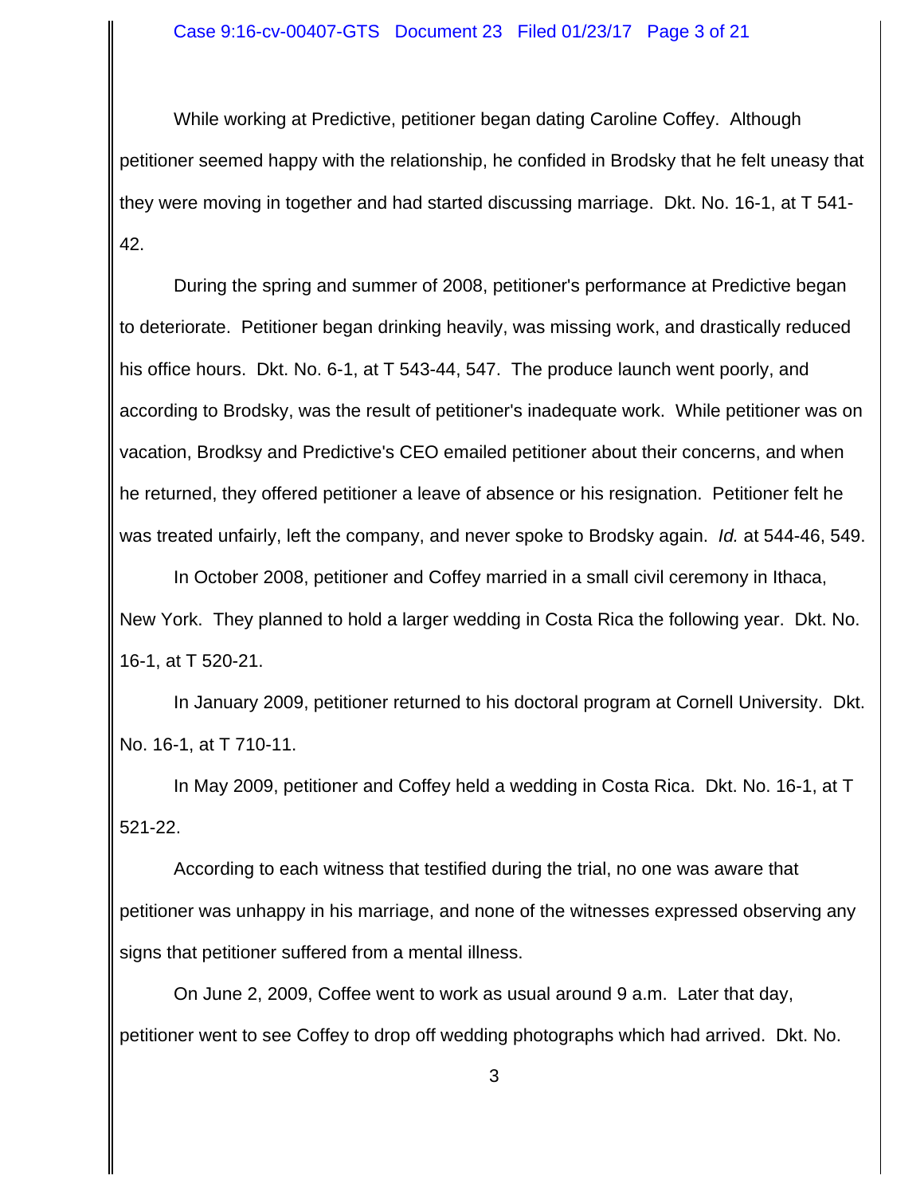While working at Predictive, petitioner began dating Caroline Coffey. Although petitioner seemed happy with the relationship, he confided in Brodsky that he felt uneasy that they were moving in together and had started discussing marriage. Dkt. No. 16-1, at T 541-42.

During the spring and summer of 2008, petitioner's performance at Predictive began to deteriorate. Petitioner began drinking heavily, was missing work, and drastically reduced his office hours. Dkt. No. 6-1, at T 543-44, 547. The produce launch went poorly, and according to Brodsky, was the result of petitioner's inadequate work. While petitioner was on vacation, Brodksy and Predictive's CEO emailed petitioner about their concerns, and when he returned, they offered petitioner a leave of absence or his resignation. Petitioner felt he was treated unfairly, left the company, and never spoke to Brodsky again. *Id.* at 544-46, 549.

In October 2008, petitioner and Coffey married in a small civil ceremony in Ithaca, New York. They planned to hold a larger wedding in Costa Rica the following year. Dkt. No. 16-1, at T 520-21.

In January 2009, petitioner returned to his doctoral program at Cornell University. Dkt. No. 16-1, at T 710-11.

In May 2009, petitioner and Coffey held a wedding in Costa Rica. Dkt. No. 16-1, at T 521-22.

According to each witness that testified during the trial, no one was aware that petitioner was unhappy in his marriage, and none of the witnesses expressed observing any signs that petitioner suffered from a mental illness.

On June 2, 2009, Coffee went to work as usual around 9 a.m. Later that day, petitioner went to see Coffey to drop off wedding photographs which had arrived. Dkt. No.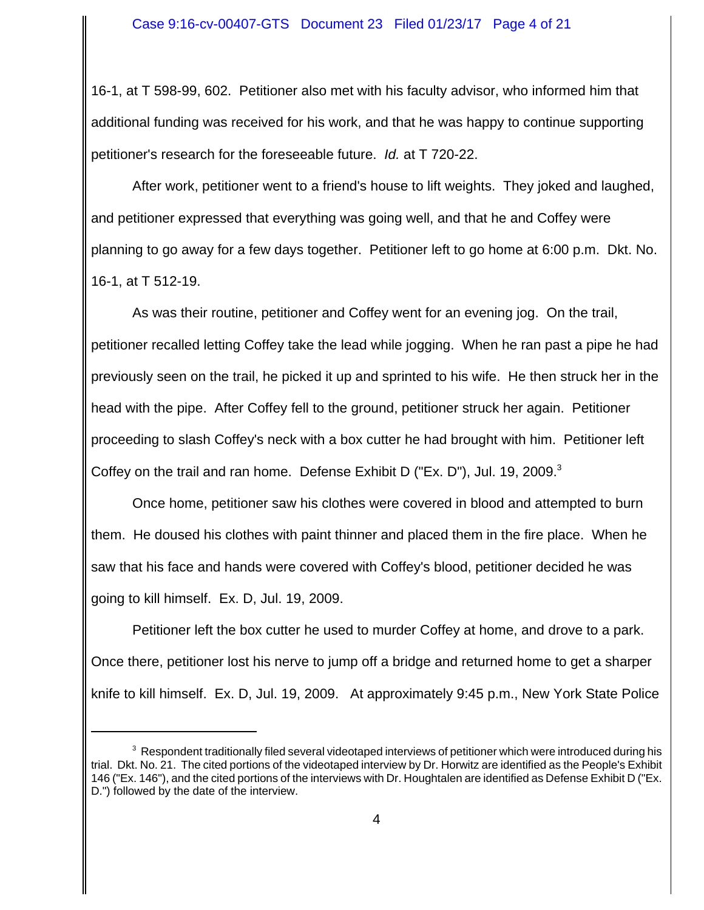16-1, at T 598-99, 602. Petitioner also met with his faculty advisor, who informed him that additional funding was received for his work, and that he was happy to continue supporting petitioner's research for the foreseeable future. *Id.* at T 720-22.

After work, petitioner went to a friend's house to lift weights. They joked and laughed, and petitioner expressed that everything was going well, and that he and Coffey were planning to go away for a few days together. Petitioner left to go home at 6:00 p.m. Dkt. No. 16-1, at T 512-19.

As was their routine, petitioner and Coffey went for an evening jog. On the trail, petitioner recalled letting Coffey take the lead while jogging. When he ran past a pipe he had previously seen on the trail, he picked it up and sprinted to his wife. He then struck her in the head with the pipe. After Coffey fell to the ground, petitioner struck her again. Petitioner proceeding to slash Coffey's neck with a box cutter he had brought with him. Petitioner left Coffey on the trail and ran home. Defense Exhibit D ("Ex. D"), Jul. 19, 2009.[3]

Once home, petitioner saw his clothes were covered in blood and attempted to burn them. He doused his clothes with paint thinner and placed them in the fire place. When he saw that his face and hands were covered with Coffey's blood, petitioner decided he was going to kill himself. Ex. D, Jul. 19, 2009.

Petitioner left the box cutter he used to murder Coffey at home, and drove to a park. Once there, petitioner lost his nerve to jump off a bridge and returned home to get a sharper knife to kill himself. Ex. D, Jul. 19, 2009. At approximately 9:45 p.m., New York State Police

---

[3] Respondent traditionally filed several videotaped interviews of petitioner which were introduced during his trial. Dkt. No. 21. The cited portions of the videotaped interview by Dr. Horwitz are identified as the People's Exhibit 146 ("Ex. 146"), and the cited portions of the interviews with Dr. Houghtalen are identified as Defense Exhibit D ("Ex. D.") followed by the date of the interview.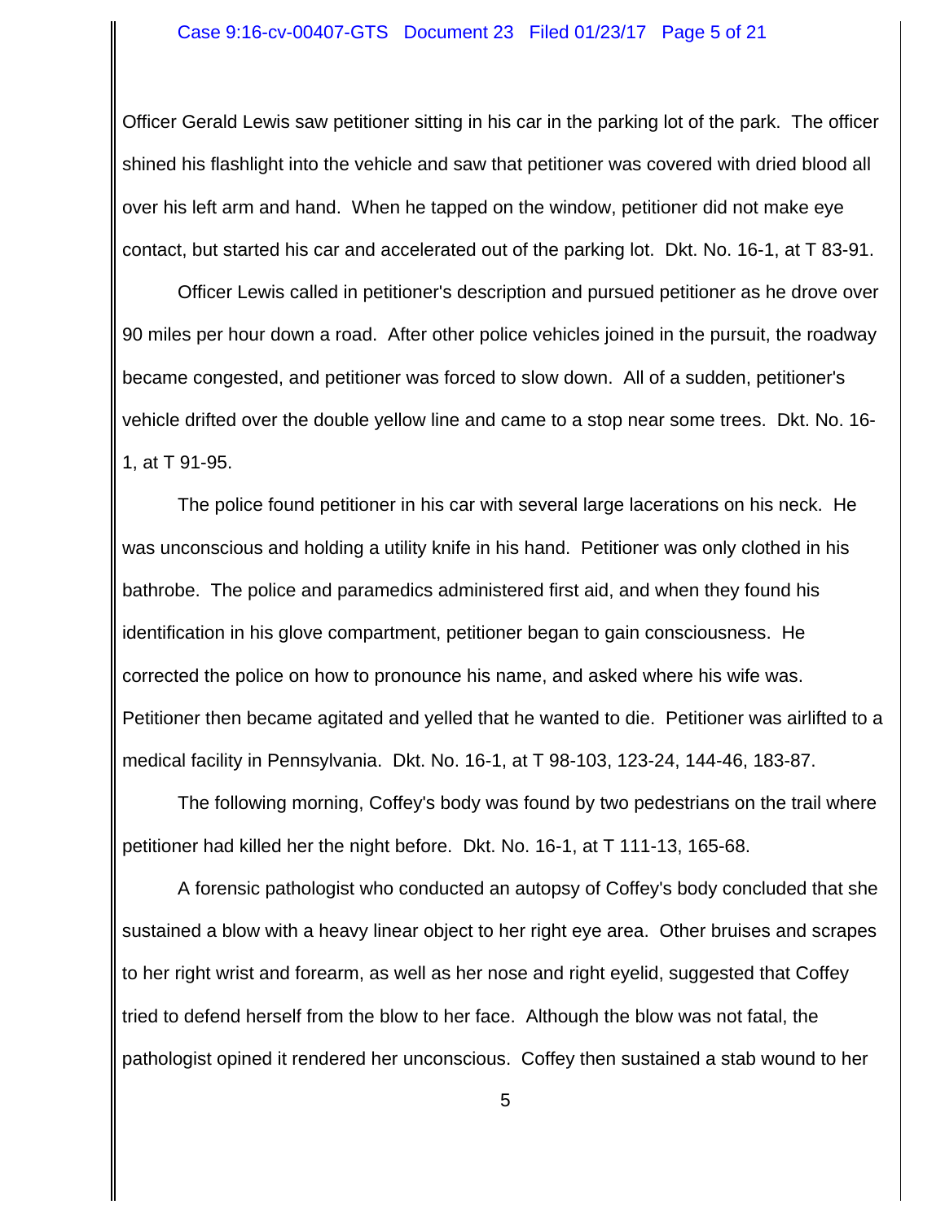Officer Gerald Lewis saw petitioner sitting in his car in the parking lot of the park. The officer shined his flashlight into the vehicle and saw that petitioner was covered with dried blood all over his left arm and hand. When he tapped on the window, petitioner did not make eye contact, but started his car and accelerated out of the parking lot. Dkt. No. 16-1, at T 83-91.

Officer Lewis called in petitioner's description and pursued petitioner as he drove over 90 miles per hour down a road. After other police vehicles joined in the pursuit, the roadway became congested, and petitioner was forced to slow down. All of a sudden, petitioner's vehicle drifted over the double yellow line and came to a stop near some trees. Dkt. No. 16-1, at T 91-95.

The police found petitioner in his car with several large lacerations on his neck. He was unconscious and holding a utility knife in his hand. Petitioner was only clothed in his bathrobe. The police and paramedics administered first aid, and when they found his identification in his glove compartment, petitioner began to gain consciousness. He corrected the police on how to pronounce his name, and asked where his wife was. Petitioner then became agitated and yelled that he wanted to die. Petitioner was airlifted to a medical facility in Pennsylvania. Dkt. No. 16-1, at T 98-103, 123-24, 144-46, 183-87.

The following morning, Coffey's body was found by two pedestrians on the trail where petitioner had killed her the night before. Dkt. No. 16-1, at T 111-13, 165-68.

A forensic pathologist who conducted an autopsy of Coffey's body concluded that she sustained a blow with a heavy linear object to her right eye area. Other bruises and scrapes to her right wrist and forearm, as well as her nose and right eyelid, suggested that Coffey tried to defend herself from the blow to her face. Although the blow was not fatal, the pathologist opined it rendered her unconscious. Coffey then sustained a stab wound to her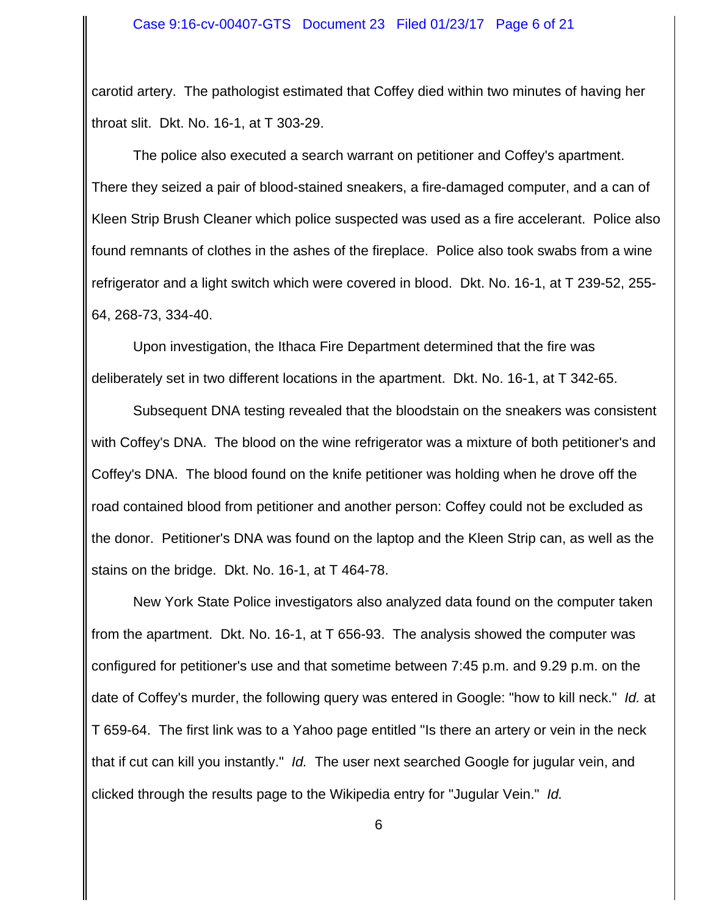carotid artery. The pathologist estimated that Coffey died within two minutes of having her throat slit. Dkt. No. 16-1, at T 303-29.

The police also executed a search warrant on petitioner and Coffey's apartment. There they seized a pair of blood-stained sneakers, a fire-damaged computer, and a can of Kleen Strip Brush Cleaner which police suspected was used as a fire accelerant. Police also found remnants of clothes in the ashes of the fireplace. Police also took swabs from a wine refrigerator and a light switch which were covered in blood. Dkt. No. 16-1, at T 239-52, 255-64, 268-73, 334-40.

Upon investigation, the Ithaca Fire Department determined that the fire was deliberately set in two different locations in the apartment. Dkt. No. 16-1, at T 342-65.

Subsequent DNA testing revealed that the bloodstain on the sneakers was consistent with Coffey's DNA. The blood on the wine refrigerator was a mixture of both petitioner's and Coffey's DNA. The blood found on the knife petitioner was holding when he drove off the road contained blood from petitioner and another person: Coffey could not be excluded as the donor. Petitioner's DNA was found on the laptop and the Kleen Strip can, as well as the stains on the bridge. Dkt. No. 16-1, at T 464-78.

New York State Police investigators also analyzed data found on the computer taken from the apartment. Dkt. No. 16-1, at T 656-93. The analysis showed the computer was configured for petitioner's use and that sometime between 7:45 p.m. and 9.29 p.m. on the date of Coffey's murder, the following query was entered in Google: "how to kill neck." *Id.* at T 659-64. The first link was to a Yahoo page entitled "Is there an artery or vein in the neck that if cut can kill you instantly." *Id.* The user next searched Google for jugular vein, and clicked through the results page to the Wikipedia entry for "Jugular Vein." *Id.*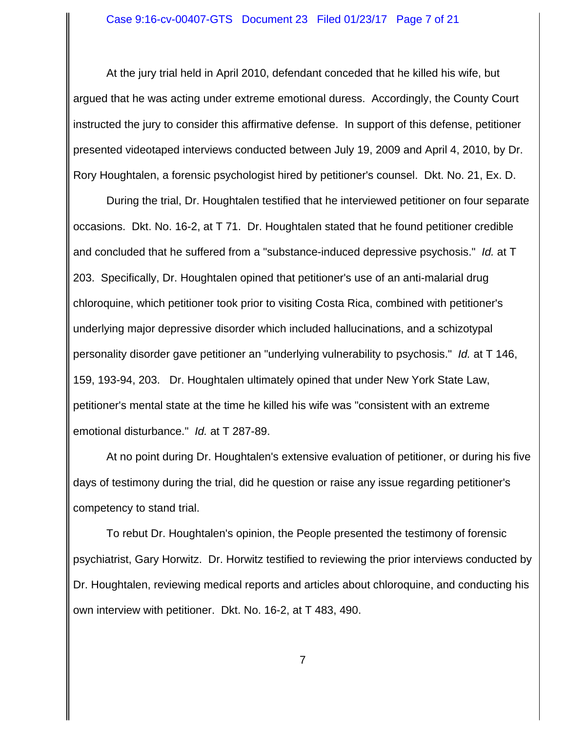At the jury trial held in April 2010, defendant conceded that he killed his wife, but argued that he was acting under extreme emotional duress. Accordingly, the County Court instructed the jury to consider this affirmative defense. In support of this defense, petitioner presented videotaped interviews conducted between July 19, 2009 and April 4, 2010, by Dr. Rory Houghtalen, a forensic psychologist hired by petitioner's counsel. Dkt. No. 21, Ex. D.

During the trial, Dr. Houghtalen testified that he interviewed petitioner on four separate occasions. Dkt. No. 16-2, at T 71. Dr. Houghtalen stated that he found petitioner credible and concluded that he suffered from a "substance-induced depressive psychosis." *Id.* at T 203. Specifically, Dr. Houghtalen opined that petitioner's use of an anti-malarial drug chloroquine, which petitioner took prior to visiting Costa Rica, combined with petitioner's underlying major depressive disorder which included hallucinations, and a schizotypal personality disorder gave petitioner an "underlying vulnerability to psychosis." *Id.* at T 146, 159, 193-94, 203. Dr. Houghtalen ultimately opined that under New York State Law, petitioner's mental state at the time he killed his wife was "consistent with an extreme emotional disturbance." *Id.* at T 287-89.

At no point during Dr. Houghtalen's extensive evaluation of petitioner, or during his five days of testimony during the trial, did he question or raise any issue regarding petitioner's competency to stand trial.

To rebut Dr. Houghtalen's opinion, the People presented the testimony of forensic psychiatrist, Gary Horwitz. Dr. Horwitz testified to reviewing the prior interviews conducted by Dr. Houghtalen, reviewing medical reports and articles about chloroquine, and conducting his own interview with petitioner. Dkt. No. 16-2, at T 483, 490.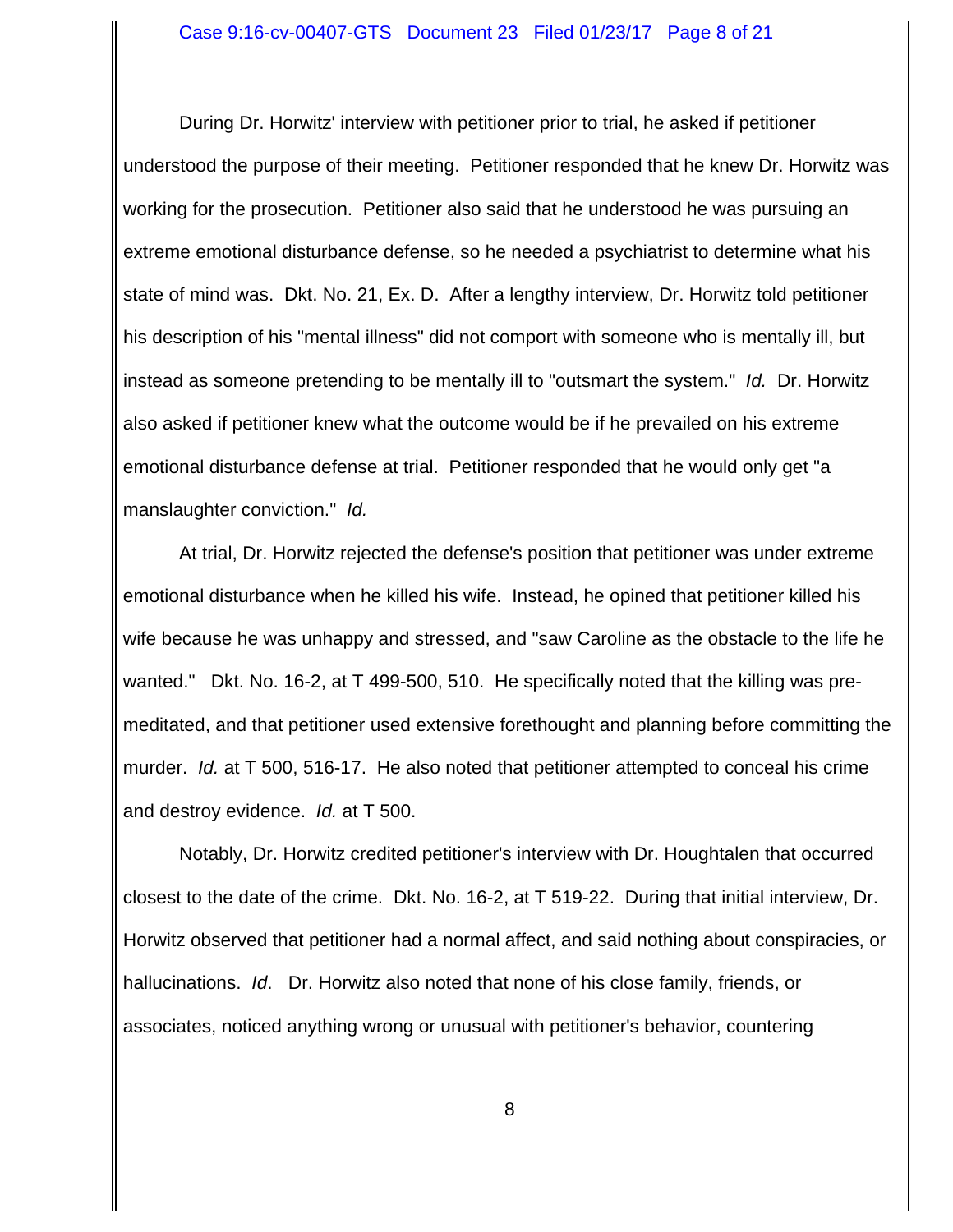During Dr. Horwitz' interview with petitioner prior to trial, he asked if petitioner understood the purpose of their meeting. Petitioner responded that he knew Dr. Horwitz was working for the prosecution. Petitioner also said that he understood he was pursuing an extreme emotional disturbance defense, so he needed a psychiatrist to determine what his state of mind was. Dkt. No. 21, Ex. D. After a lengthy interview, Dr. Horwitz told petitioner his description of his "mental illness" did not comport with someone who is mentally ill, but instead as someone pretending to be mentally ill to "outsmart the system." *Id.* Dr. Horwitz also asked if petitioner knew what the outcome would be if he prevailed on his extreme emotional disturbance defense at trial. Petitioner responded that he would only get "a manslaughter conviction." *Id.*

At trial, Dr. Horwitz rejected the defense's position that petitioner was under extreme emotional disturbance when he killed his wife. Instead, he opined that petitioner killed his wife because he was unhappy and stressed, and "saw Caroline as the obstacle to the life he wanted." Dkt. No. 16-2, at T 499-500, 510. He specifically noted that the killing was pre-meditated, and that petitioner used extensive forethought and planning before committing the murder. *Id.* at T 500, 516-17. He also noted that petitioner attempted to conceal his crime and destroy evidence. *Id.* at T 500.

Notably, Dr. Horwitz credited petitioner's interview with Dr. Houghtalen that occurred closest to the date of the crime. Dkt. No. 16-2, at T 519-22. During that initial interview, Dr. Horwitz observed that petitioner had a normal affect, and said nothing about conspiracies, or hallucinations. *Id*. Dr. Horwitz also noted that none of his close family, friends, or associates, noticed anything wrong or unusual with petitioner's behavior, countering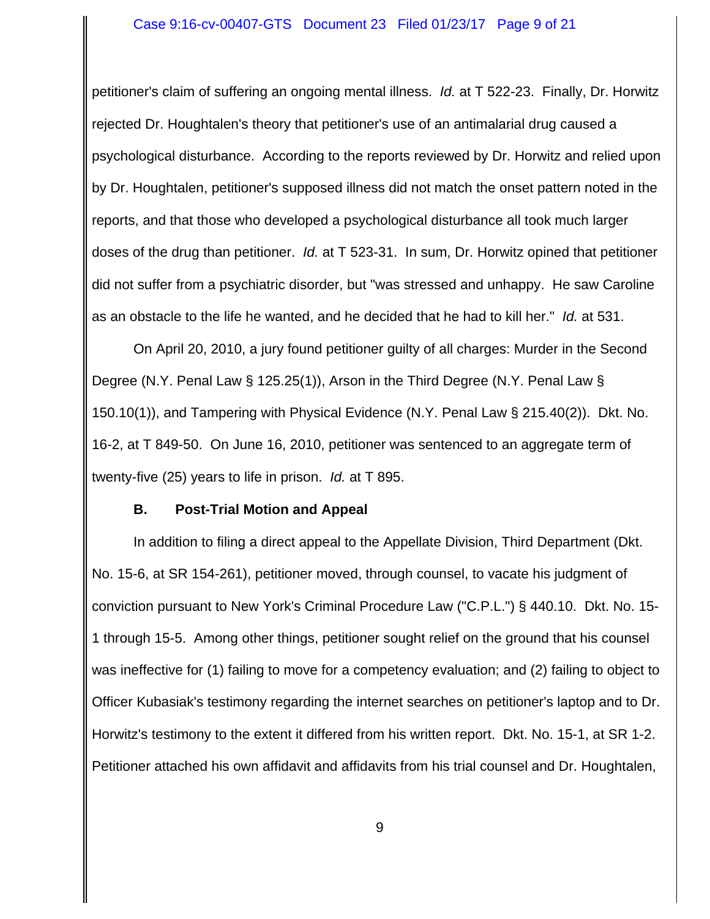petitioner's claim of suffering an ongoing mental illness. *Id.* at T 522-23. Finally, Dr. Horwitz rejected Dr. Houghtalen's theory that petitioner's use of an antimalarial drug caused a psychological disturbance. According to the reports reviewed by Dr. Horwitz and relied upon by Dr. Houghtalen, petitioner's supposed illness did not match the onset pattern noted in the reports, and that those who developed a psychological disturbance all took much larger doses of the drug than petitioner. *Id.* at T 523-31. In sum, Dr. Horwitz opined that petitioner did not suffer from a psychiatric disorder, but "was stressed and unhappy. He saw Caroline as an obstacle to the life he wanted, and he decided that he had to kill her." *Id.* at 531.

On April 20, 2010, a jury found petitioner guilty of all charges: Murder in the Second Degree (N.Y. Penal Law § 125.25(1)), Arson in the Third Degree (N.Y. Penal Law § 150.10(1)), and Tampering with Physical Evidence (N.Y. Penal Law § 215.40(2)). Dkt. No. 16-2, at T 849-50. On June 16, 2010, petitioner was sentenced to an aggregate term of twenty-five (25) years to life in prison. *Id.* at T 895.

### B. Post-Trial Motion and Appeal

In addition to filing a direct appeal to the Appellate Division, Third Department (Dkt. No. 15-6, at SR 154-261), petitioner moved, through counsel, to vacate his judgment of conviction pursuant to New York's Criminal Procedure Law ("C.P.L.") § 440.10. Dkt. No. 15-1 through 15-5. Among other things, petitioner sought relief on the ground that his counsel was ineffective for (1) failing to move for a competency evaluation; and (2) failing to object to Officer Kubasiak's testimony regarding the internet searches on petitioner's laptop and to Dr. Horwitz's testimony to the extent it differed from his written report. Dkt. No. 15-1, at SR 1-2. Petitioner attached his own affidavit and affidavits from his trial counsel and Dr. Houghtalen,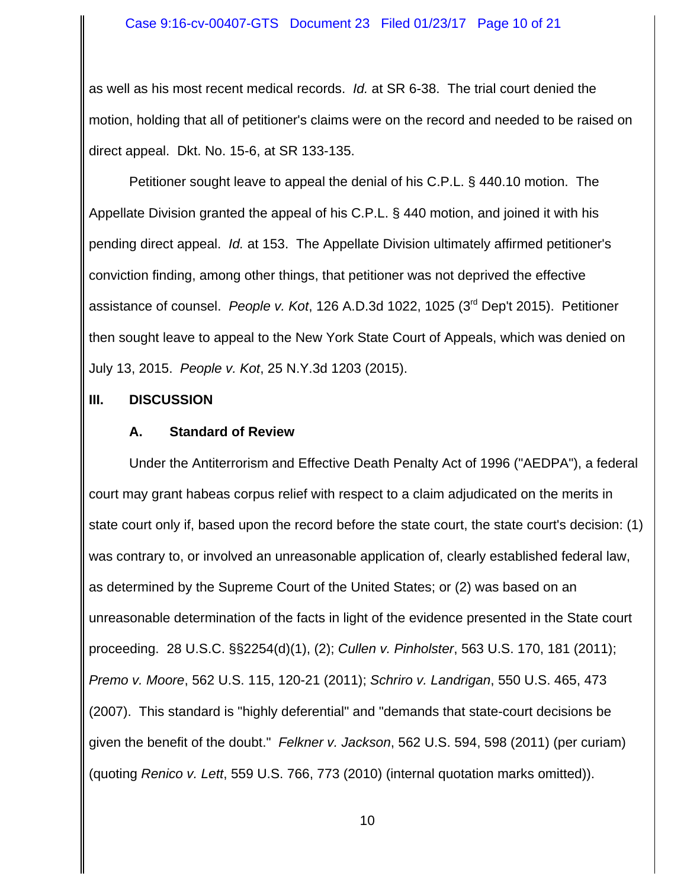as well as his most recent medical records. *Id.* at SR 6-38. The trial court denied the motion, holding that all of petitioner's claims were on the record and needed to be raised on direct appeal. Dkt. No. 15-6, at SR 133-135.

Petitioner sought leave to appeal the denial of his C.P.L. § 440.10 motion. The Appellate Division granted the appeal of his C.P.L. § 440 motion, and joined it with his pending direct appeal. *Id.* at 153. The Appellate Division ultimately affirmed petitioner's conviction finding, among other things, that petitioner was not deprived the effective assistance of counsel. *People v. Kot*, 126 A.D.3d 1022, 1025 (3rd Dep't 2015). Petitioner then sought leave to appeal to the New York State Court of Appeals, which was denied on July 13, 2015. *People v. Kot*, 25 N.Y.3d 1203 (2015).

## III. DISCUSSION

### A. Standard of Review

Under the Antiterrorism and Effective Death Penalty Act of 1996 ("AEDPA"), a federal court may grant habeas corpus relief with respect to a claim adjudicated on the merits in state court only if, based upon the record before the state court, the state court's decision: (1) was contrary to, or involved an unreasonable application of, clearly established federal law, as determined by the Supreme Court of the United States; or (2) was based on an unreasonable determination of the facts in light of the evidence presented in the State court proceeding. 28 U.S.C. §§2254(d)(1), (2); *Cullen v. Pinholster*, 563 U.S. 170, 181 (2011); *Premo v. Moore*, 562 U.S. 115, 120-21 (2011); *Schriro v. Landrigan*, 550 U.S. 465, 473 (2007). This standard is "highly deferential" and "demands that state-court decisions be given the benefit of the doubt." *Felkner v. Jackson*, 562 U.S. 594, 598 (2011) (per curiam) (quoting *Renico v. Lett*, 559 U.S. 766, 773 (2010) (internal quotation marks omitted)).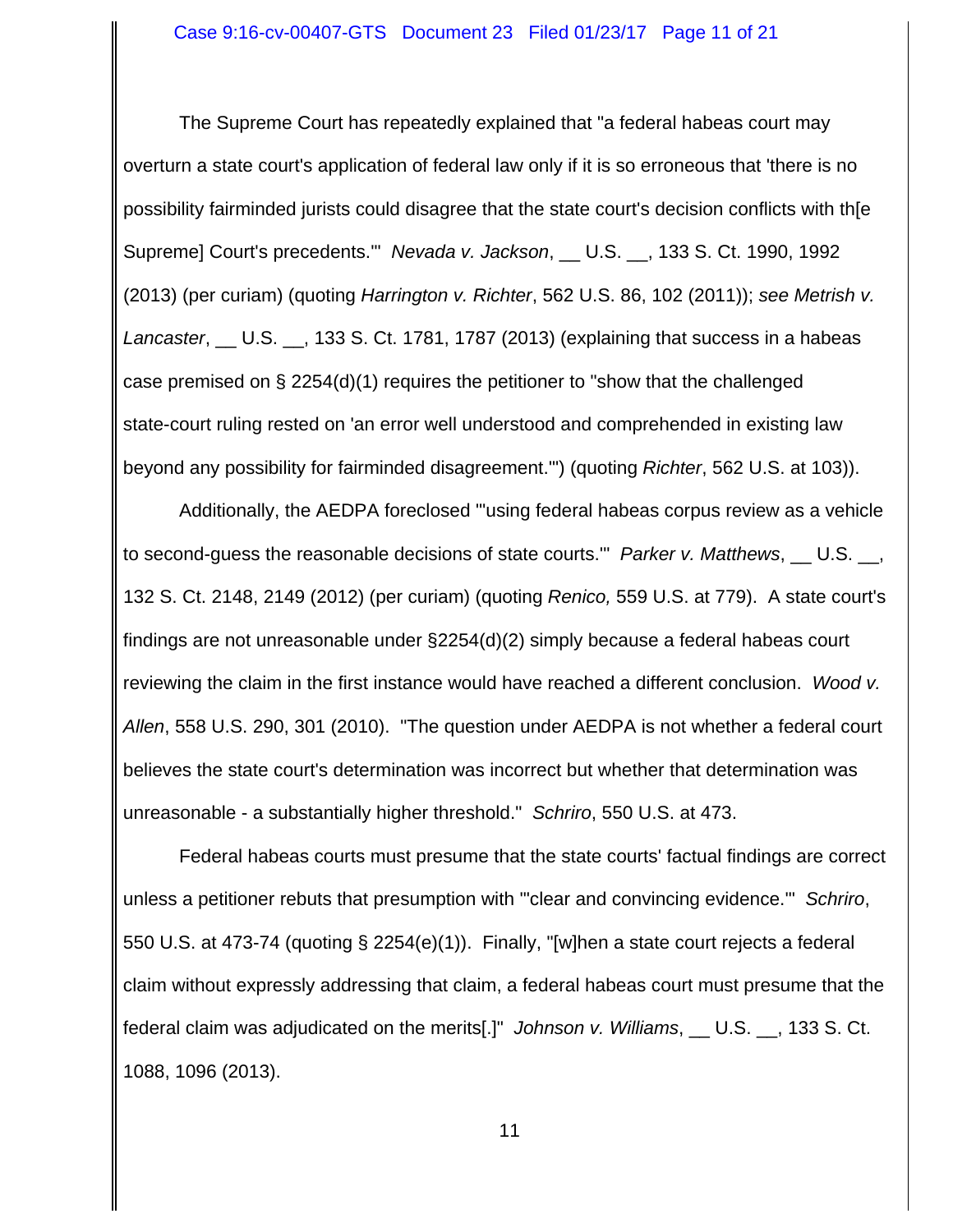The Supreme Court has repeatedly explained that "a federal habeas court may overturn a state court's application of federal law only if it is so erroneous that 'there is no possibility fairminded jurists could disagree that the state court's decision conflicts with th[e Supreme] Court's precedents.'" *Nevada v. Jackson*, __ U.S. __, 133 S. Ct. 1990, 1992 (2013) (per curiam) (quoting *Harrington v. Richter*, 562 U.S. 86, 102 (2011)); *see Metrish v. Lancaster*, __ U.S. __, 133 S. Ct. 1781, 1787 (2013) (explaining that success in a habeas case premised on § 2254(d)(1) requires the petitioner to "show that the challenged state-court ruling rested on 'an error well understood and comprehended in existing law beyond any possibility for fairminded disagreement.'") (quoting *Richter*, 562 U.S. at 103)).

Additionally, the AEDPA foreclosed "'using federal habeas corpus review as a vehicle to second-guess the reasonable decisions of state courts.'" *Parker v. Matthews*, __ U.S. __, 132 S. Ct. 2148, 2149 (2012) (per curiam) (quoting *Renico,* 559 U.S. at 779). A state court's findings are not unreasonable under §2254(d)(2) simply because a federal habeas court reviewing the claim in the first instance would have reached a different conclusion. *Wood v. Allen*, 558 U.S. 290, 301 (2010). "The question under AEDPA is not whether a federal court believes the state court's determination was incorrect but whether that determination was unreasonable - a substantially higher threshold." *Schriro*, 550 U.S. at 473.

Federal habeas courts must presume that the state courts' factual findings are correct unless a petitioner rebuts that presumption with "'clear and convincing evidence.'" *Schriro*, 550 U.S. at 473-74 (quoting § 2254(e)(1)). Finally, "[w]hen a state court rejects a federal claim without expressly addressing that claim, a federal habeas court must presume that the federal claim was adjudicated on the merits[.]" *Johnson v. Williams*, __ U.S. __, 133 S. Ct. 1088, 1096 (2013).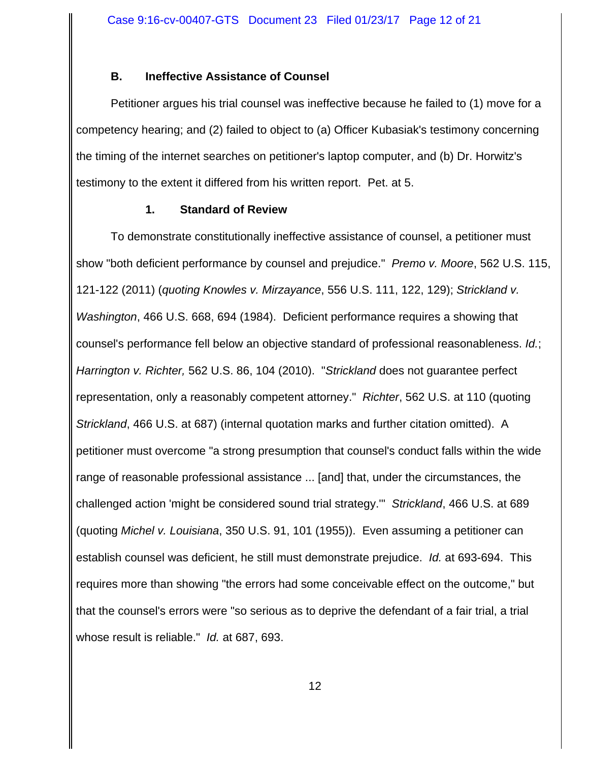### B. Ineffective Assistance of Counsel

Petitioner argues his trial counsel was ineffective because he failed to (1) move for a competency hearing; and (2) failed to object to (a) Officer Kubasiak's testimony concerning the timing of the internet searches on petitioner's laptop computer, and (b) Dr. Horwitz's testimony to the extent it differed from his written report. Pet. at 5.

#### 1. Standard of Review

To demonstrate constitutionally ineffective assistance of counsel, a petitioner must show "both deficient performance by counsel and prejudice." *Premo v. Moore*, 562 U.S. 115, 121-122 (2011) (*quoting Knowles v. Mirzayance*, 556 U.S. 111, 122, 129); *Strickland v. Washington*, 466 U.S. 668, 694 (1984). Deficient performance requires a showing that counsel's performance fell below an objective standard of professional reasonableness. *Id.*; *Harrington v. Richter,* 562 U.S. 86, 104 (2010). "*Strickland* does not guarantee perfect representation, only a reasonably competent attorney." *Richter*, 562 U.S. at 110 (quoting *Strickland*, 466 U.S. at 687) (internal quotation marks and further citation omitted). A petitioner must overcome "a strong presumption that counsel's conduct falls within the wide range of reasonable professional assistance ... [and] that, under the circumstances, the challenged action 'might be considered sound trial strategy.'" *Strickland*, 466 U.S. at 689 (quoting *Michel v. Louisiana*, 350 U.S. 91, 101 (1955)). Even assuming a petitioner can establish counsel was deficient, he still must demonstrate prejudice. *Id.* at 693-694. This requires more than showing "the errors had some conceivable effect on the outcome," but that the counsel's errors were "so serious as to deprive the defendant of a fair trial, a trial whose result is reliable." *Id.* at 687, 693.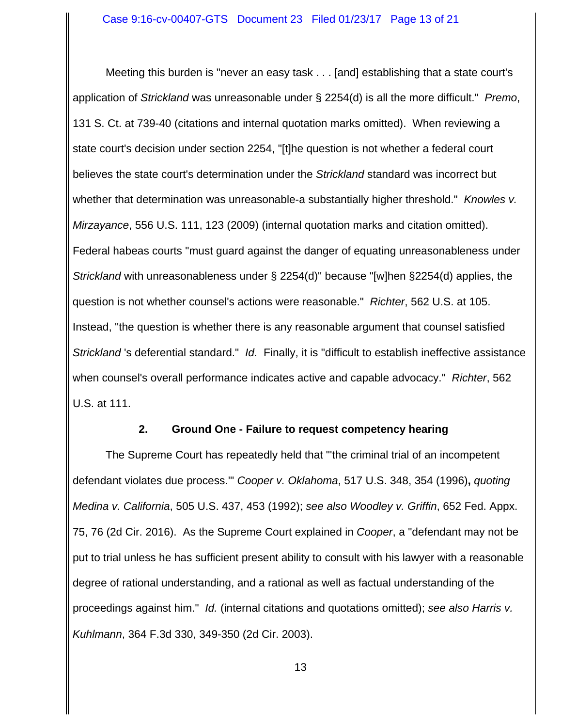Meeting this burden is "never an easy task . . . [and] establishing that a state court's application of *Strickland* was unreasonable under § 2254(d) is all the more difficult." *Premo*, 131 S. Ct. at 739-40 (citations and internal quotation marks omitted). When reviewing a state court's decision under section 2254, "[t]he question is not whether a federal court believes the state court's determination under the *Strickland* standard was incorrect but whether that determination was unreasonable-a substantially higher threshold." *Knowles v. Mirzayance*, 556 U.S. 111, 123 (2009) (internal quotation marks and citation omitted). Federal habeas courts "must guard against the danger of equating unreasonableness under *Strickland* with unreasonableness under § 2254(d)" because "[w]hen §2254(d) applies, the question is not whether counsel's actions were reasonable." *Richter*, 562 U.S. at 105. Instead, "the question is whether there is any reasonable argument that counsel satisfied *Strickland* 's deferential standard." *Id.* Finally, it is "difficult to establish ineffective assistance when counsel's overall performance indicates active and capable advocacy." *Richter*, 562 U.S. at 111.

**2. Ground One - Failure to request competency hearing**

The Supreme Court has repeatedly held that "'the criminal trial of an incompetent defendant violates due process.'" *Cooper v. Oklahoma*, 517 U.S. 348, 354 (1996)**,** *quoting Medina v. California*, 505 U.S. 437, 453 (1992); *see also Woodley v. Griffin*, 652 Fed. Appx. 75, 76 (2d Cir. 2016). As the Supreme Court explained in *Cooper*, a "defendant may not be put to trial unless he has sufficient present ability to consult with his lawyer with a reasonable degree of rational understanding, and a rational as well as factual understanding of the proceedings against him." *Id.* (internal citations and quotations omitted); *see also Harris v. Kuhlmann*, 364 F.3d 330, 349-350 (2d Cir. 2003).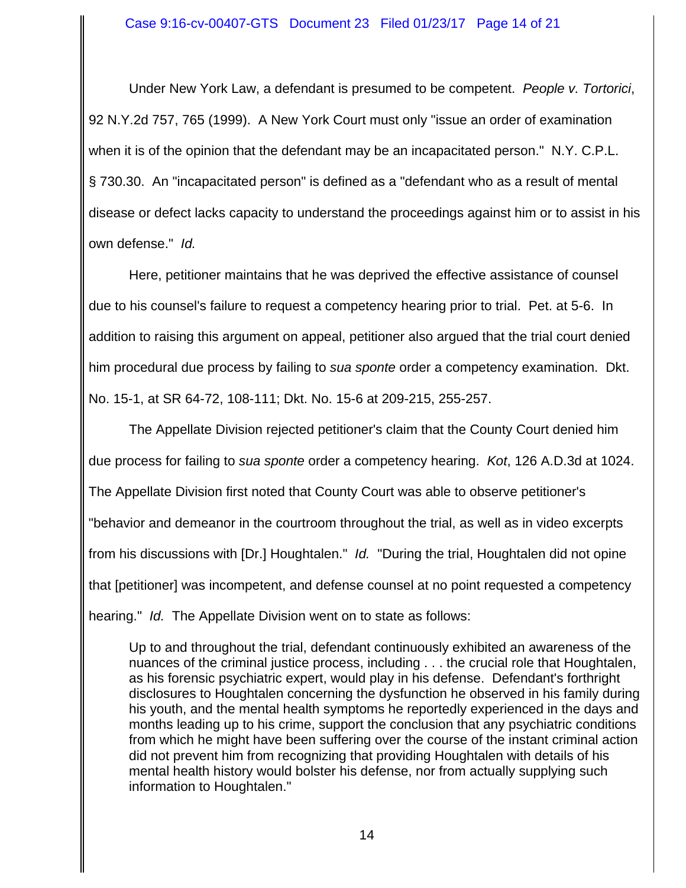Under New York Law, a defendant is presumed to be competent. *People v. Tortorici*, 92 N.Y.2d 757, 765 (1999). A New York Court must only "issue an order of examination when it is of the opinion that the defendant may be an incapacitated person." N.Y. C.P.L. § 730.30. An "incapacitated person" is defined as a "defendant who as a result of mental disease or defect lacks capacity to understand the proceedings against him or to assist in his own defense." *Id.*

Here, petitioner maintains that he was deprived the effective assistance of counsel due to his counsel's failure to request a competency hearing prior to trial. Pet. at 5-6. In addition to raising this argument on appeal, petitioner also argued that the trial court denied him procedural due process by failing to *sua sponte* order a competency examination. Dkt. No. 15-1, at SR 64-72, 108-111; Dkt. No. 15-6 at 209-215, 255-257.

The Appellate Division rejected petitioner's claim that the County Court denied him due process for failing to *sua sponte* order a competency hearing. *Kot*, 126 A.D.3d at 1024. The Appellate Division first noted that County Court was able to observe petitioner's "behavior and demeanor in the courtroom throughout the trial, as well as in video excerpts from his discussions with [Dr.] Houghtalen." *Id.* "During the trial, Houghtalen did not opine that [petitioner] was incompetent, and defense counsel at no point requested a competency hearing." *Id.* The Appellate Division went on to state as follows:

> Up to and throughout the trial, defendant continuously exhibited an awareness of the nuances of the criminal justice process, including . . . the crucial role that Houghtalen, as his forensic psychiatric expert, would play in his defense. Defendant's forthright disclosures to Houghtalen concerning the dysfunction he observed in his family during his youth, and the mental health symptoms he reportedly experienced in the days and months leading up to his crime, support the conclusion that any psychiatric conditions from which he might have been suffering over the course of the instant criminal action did not prevent him from recognizing that providing Houghtalen with details of his mental health history would bolster his defense, nor from actually supplying such information to Houghtalen."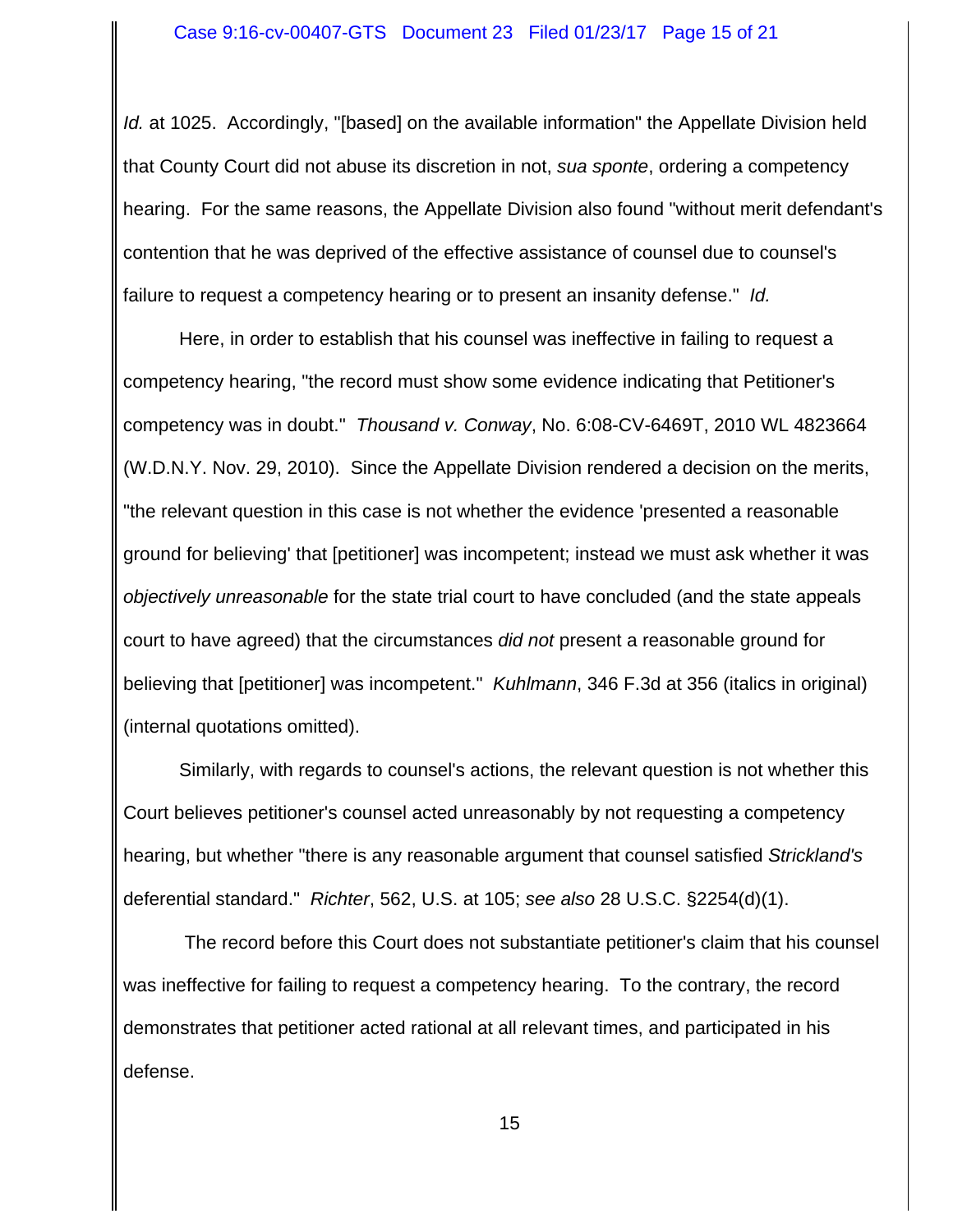*Id.* at 1025. Accordingly, "[based] on the available information" the Appellate Division held that County Court did not abuse its discretion in not, *sua sponte*, ordering a competency hearing. For the same reasons, the Appellate Division also found "without merit defendant's contention that he was deprived of the effective assistance of counsel due to counsel's failure to request a competency hearing or to present an insanity defense." *Id.*

Here, in order to establish that his counsel was ineffective in failing to request a competency hearing, "the record must show some evidence indicating that Petitioner's competency was in doubt." *Thousand v. Conway*, No. 6:08-CV-6469T, 2010 WL 4823664 (W.D.N.Y. Nov. 29, 2010). Since the Appellate Division rendered a decision on the merits, "the relevant question in this case is not whether the evidence 'presented a reasonable ground for believing' that [petitioner] was incompetent; instead we must ask whether it was *objectively unreasonable* for the state trial court to have concluded (and the state appeals court to have agreed) that the circumstances *did not* present a reasonable ground for believing that [petitioner] was incompetent." *Kuhlmann*, 346 F.3d at 356 (italics in original) (internal quotations omitted).

Similarly, with regards to counsel's actions, the relevant question is not whether this Court believes petitioner's counsel acted unreasonably by not requesting a competency hearing, but whether "there is any reasonable argument that counsel satisfied *Strickland's* deferential standard." *Richter*, 562, U.S. at 105; *see also* 28 U.S.C. §2254(d)(1).

The record before this Court does not substantiate petitioner's claim that his counsel was ineffective for failing to request a competency hearing. To the contrary, the record demonstrates that petitioner acted rational at all relevant times, and participated in his defense.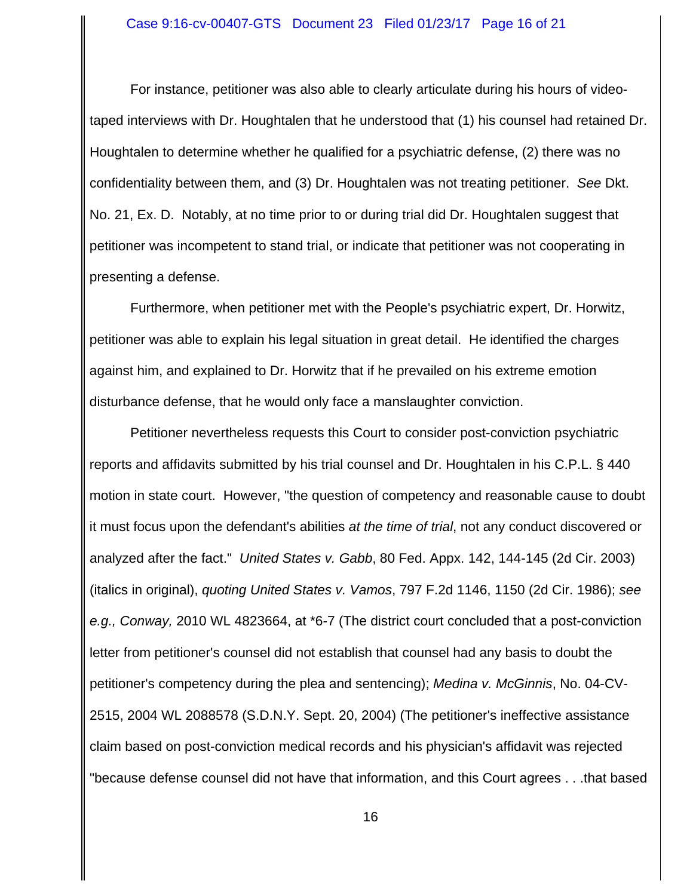For instance, petitioner was also able to clearly articulate during his hours of video-taped interviews with Dr. Houghtalen that he understood that (1) his counsel had retained Dr. Houghtalen to determine whether he qualified for a psychiatric defense, (2) there was no confidentiality between them, and (3) Dr. Houghtalen was not treating petitioner. *See* Dkt. No. 21, Ex. D. Notably, at no time prior to or during trial did Dr. Houghtalen suggest that petitioner was incompetent to stand trial, or indicate that petitioner was not cooperating in presenting a defense.

Furthermore, when petitioner met with the People's psychiatric expert, Dr. Horwitz, petitioner was able to explain his legal situation in great detail. He identified the charges against him, and explained to Dr. Horwitz that if he prevailed on his extreme emotion disturbance defense, that he would only face a manslaughter conviction.

Petitioner nevertheless requests this Court to consider post-conviction psychiatric reports and affidavits submitted by his trial counsel and Dr. Houghtalen in his C.P.L. § 440 motion in state court. However, "the question of competency and reasonable cause to doubt it must focus upon the defendant's abilities *at the time of trial*, not any conduct discovered or analyzed after the fact." *United States v. Gabb*, 80 Fed. Appx. 142, 144-145 (2d Cir. 2003) (italics in original), *quoting United States v. Vamos*, 797 F.2d 1146, 1150 (2d Cir. 1986); *see e.g., Conway,* 2010 WL 4823664, at *6-7 (The district court concluded that a post-conviction letter from petitioner's counsel did not establish that counsel had any basis to doubt the petitioner's competency during the plea and sentencing); *Medina v. McGinnis*, No. 04-CV-2515, 2004 WL 2088578 (S.D.N.Y. Sept. 20, 2004) (The petitioner's ineffective assistance claim based on post-conviction medical records and his physician's affidavit was rejected "because defense counsel did not have that information, and this Court agrees . . .that based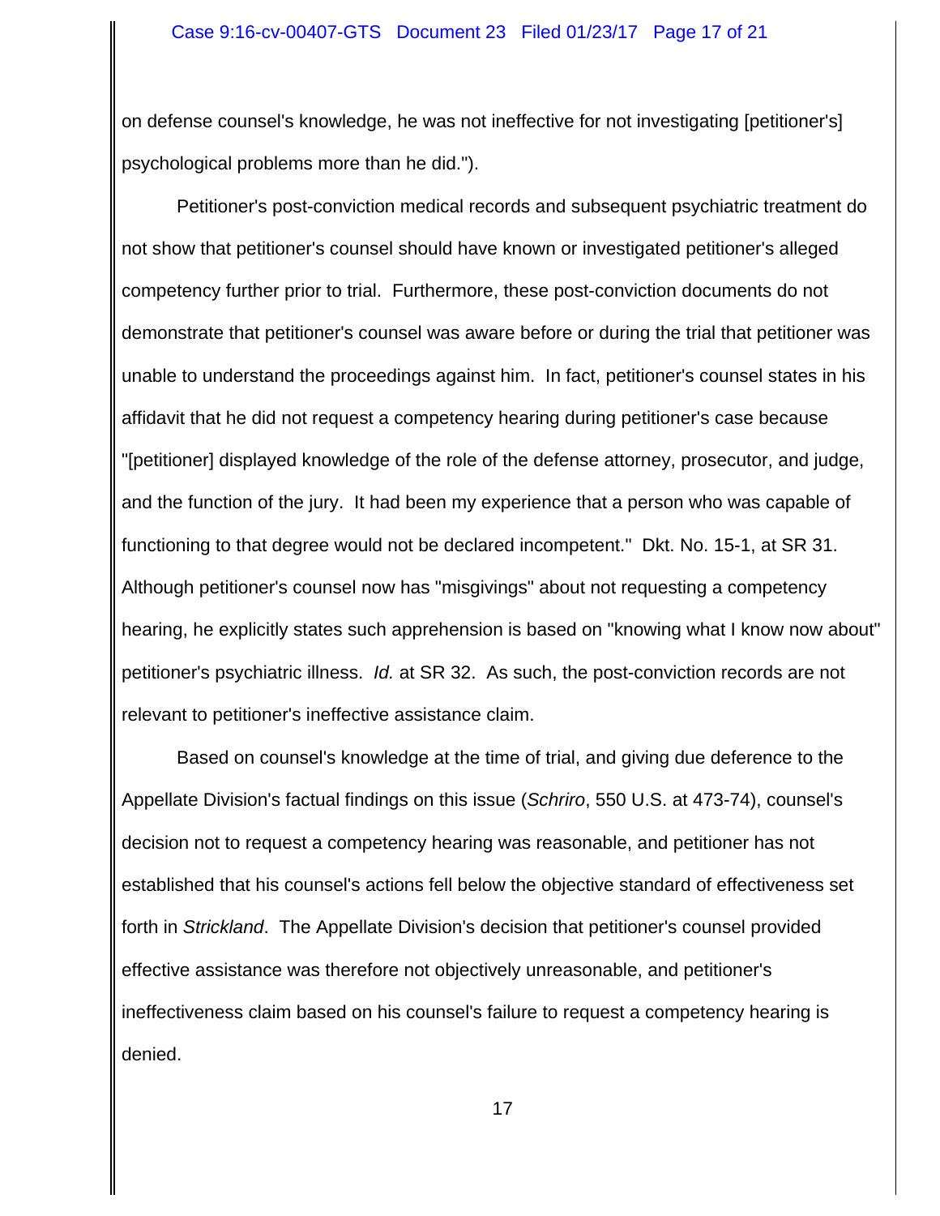on defense counsel's knowledge, he was not ineffective for not investigating [petitioner's] psychological problems more than he did.").

Petitioner's post-conviction medical records and subsequent psychiatric treatment do not show that petitioner's counsel should have known or investigated petitioner's alleged competency further prior to trial. Furthermore, these post-conviction documents do not demonstrate that petitioner's counsel was aware before or during the trial that petitioner was unable to understand the proceedings against him. In fact, petitioner's counsel states in his affidavit that he did not request a competency hearing during petitioner's case because "[petitioner] displayed knowledge of the role of the defense attorney, prosecutor, and judge, and the function of the jury. It had been my experience that a person who was capable of functioning to that degree would not be declared incompetent." Dkt. No. 15-1, at SR 31. Although petitioner's counsel now has "misgivings" about not requesting a competency hearing, he explicitly states such apprehension is based on "knowing what I know now about" petitioner's psychiatric illness. *Id.* at SR 32. As such, the post-conviction records are not relevant to petitioner's ineffective assistance claim.

Based on counsel's knowledge at the time of trial, and giving due deference to the Appellate Division's factual findings on this issue (*Schriro*, 550 U.S. at 473-74), counsel's decision not to request a competency hearing was reasonable, and petitioner has not established that his counsel's actions fell below the objective standard of effectiveness set forth in *Strickland*. The Appellate Division's decision that petitioner's counsel provided effective assistance was therefore not objectively unreasonable, and petitioner's ineffectiveness claim based on his counsel's failure to request a competency hearing is denied.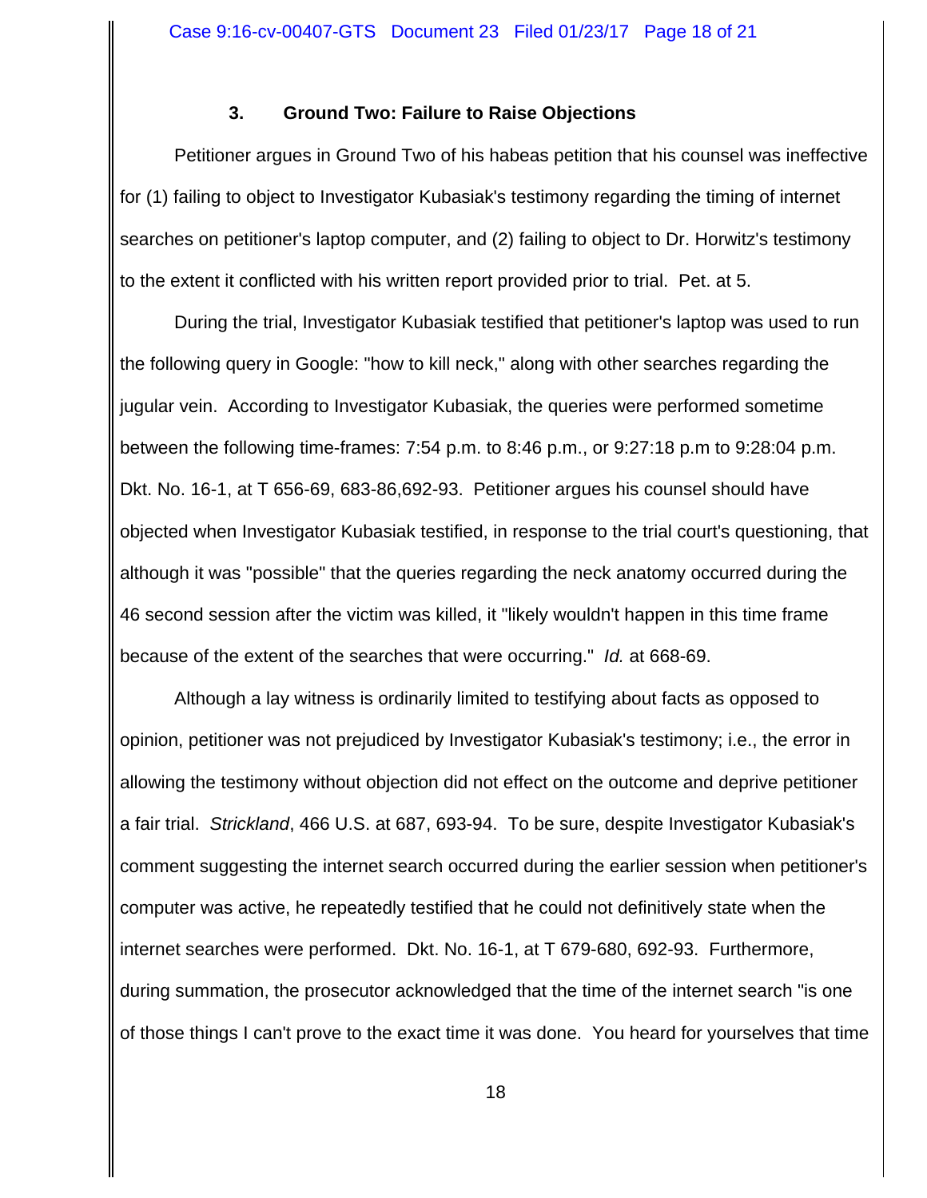### 3. Ground Two: Failure to Raise Objections

Petitioner argues in Ground Two of his habeas petition that his counsel was ineffective for (1) failing to object to Investigator Kubasiak's testimony regarding the timing of internet searches on petitioner's laptop computer, and (2) failing to object to Dr. Horwitz's testimony to the extent it conflicted with his written report provided prior to trial. Pet. at 5.

During the trial, Investigator Kubasiak testified that petitioner's laptop was used to run the following query in Google: "how to kill neck," along with other searches regarding the jugular vein. According to Investigator Kubasiak, the queries were performed sometime between the following time-frames: 7:54 p.m. to 8:46 p.m., or 9:27:18 p.m to 9:28:04 p.m. Dkt. No. 16-1, at T 656-69, 683-86,692-93. Petitioner argues his counsel should have objected when Investigator Kubasiak testified, in response to the trial court's questioning, that although it was "possible" that the queries regarding the neck anatomy occurred during the 46 second session after the victim was killed, it "likely wouldn't happen in this time frame because of the extent of the searches that were occurring." *Id.* at 668-69.

Although a lay witness is ordinarily limited to testifying about facts as opposed to opinion, petitioner was not prejudiced by Investigator Kubasiak's testimony; i.e., the error in allowing the testimony without objection did not effect on the outcome and deprive petitioner a fair trial. *Strickland*, 466 U.S. at 687, 693-94. To be sure, despite Investigator Kubasiak's comment suggesting the internet search occurred during the earlier session when petitioner's computer was active, he repeatedly testified that he could not definitively state when the internet searches were performed. Dkt. No. 16-1, at T 679-680, 692-93. Furthermore, during summation, the prosecutor acknowledged that the time of the internet search "is one of those things I can't prove to the exact time it was done. You heard for yourselves that time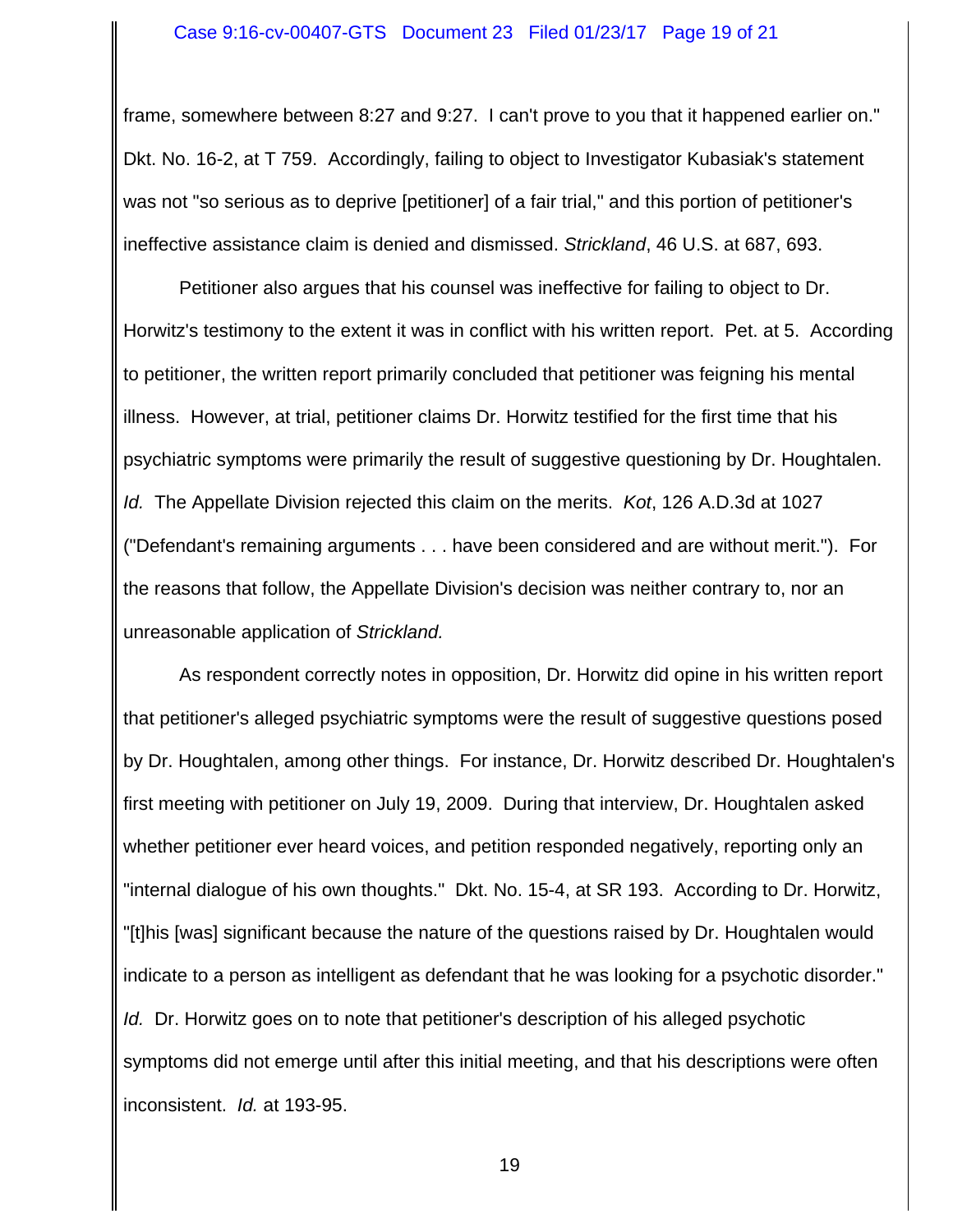frame, somewhere between 8:27 and 9:27. I can't prove to you that it happened earlier on." Dkt. No. 16-2, at T 759. Accordingly, failing to object to Investigator Kubasiak's statement was not "so serious as to deprive [petitioner] of a fair trial," and this portion of petitioner's ineffective assistance claim is denied and dismissed. *Strickland*, 46 U.S. at 687, 693.

Petitioner also argues that his counsel was ineffective for failing to object to Dr. Horwitz's testimony to the extent it was in conflict with his written report. Pet. at 5. According to petitioner, the written report primarily concluded that petitioner was feigning his mental illness. However, at trial, petitioner claims Dr. Horwitz testified for the first time that his psychiatric symptoms were primarily the result of suggestive questioning by Dr. Houghtalen. *Id.* The Appellate Division rejected this claim on the merits. *Kot*, 126 A.D.3d at 1027 ("Defendant's remaining arguments . . . have been considered and are without merit."). For the reasons that follow, the Appellate Division's decision was neither contrary to, nor an unreasonable application of *Strickland.*

As respondent correctly notes in opposition, Dr. Horwitz did opine in his written report that petitioner's alleged psychiatric symptoms were the result of suggestive questions posed by Dr. Houghtalen, among other things. For instance, Dr. Horwitz described Dr. Houghtalen's first meeting with petitioner on July 19, 2009. During that interview, Dr. Houghtalen asked whether petitioner ever heard voices, and petition responded negatively, reporting only an "internal dialogue of his own thoughts." Dkt. No. 15-4, at SR 193. According to Dr. Horwitz, "[t]his [was] significant because the nature of the questions raised by Dr. Houghtalen would indicate to a person as intelligent as defendant that he was looking for a psychotic disorder." *Id.* Dr. Horwitz goes on to note that petitioner's description of his alleged psychotic symptoms did not emerge until after this initial meeting, and that his descriptions were often inconsistent. *Id.* at 193-95.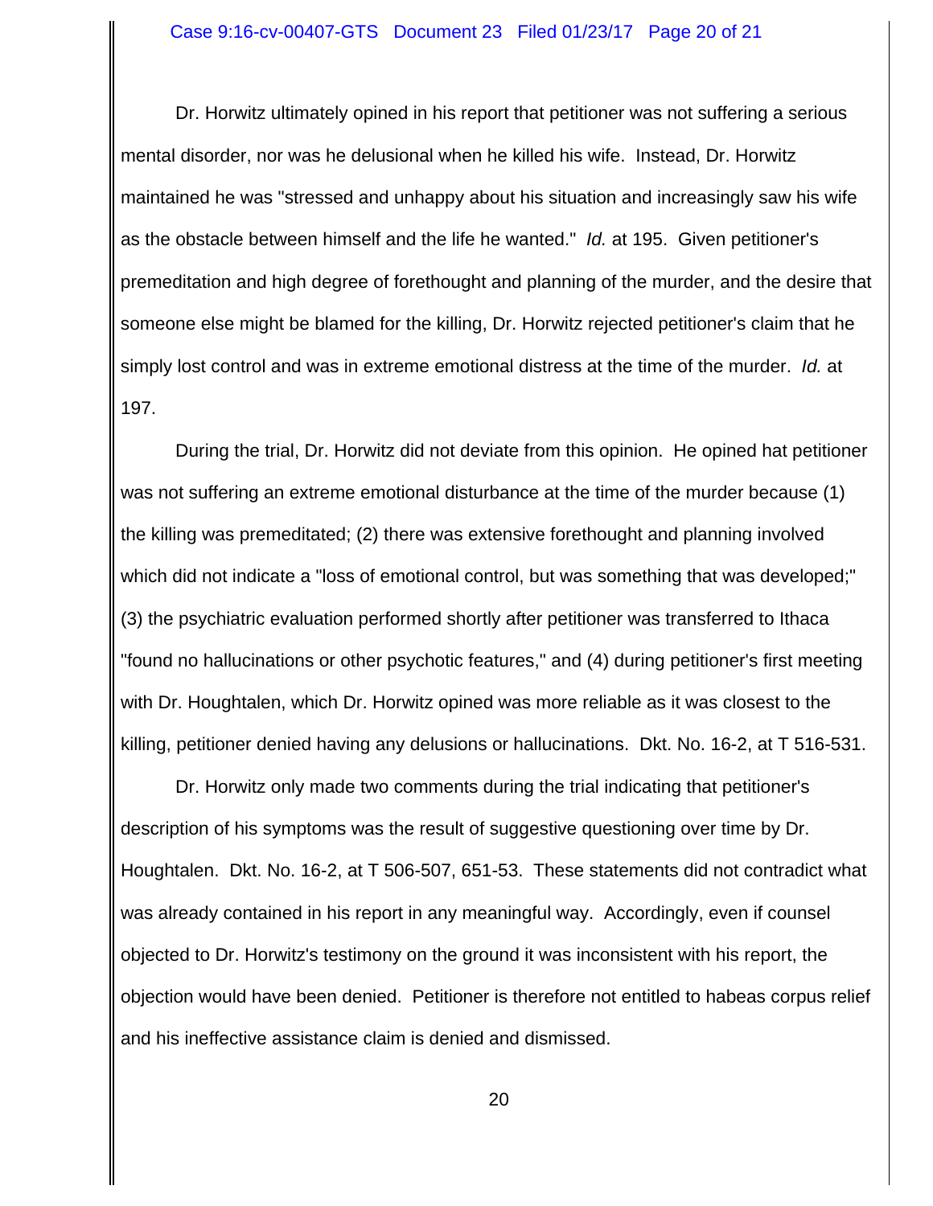Dr. Horwitz ultimately opined in his report that petitioner was not suffering a serious mental disorder, nor was he delusional when he killed his wife. Instead, Dr. Horwitz maintained he was "stressed and unhappy about his situation and increasingly saw his wife as the obstacle between himself and the life he wanted." *Id.* at 195. Given petitioner's premeditation and high degree of forethought and planning of the murder, and the desire that someone else might be blamed for the killing, Dr. Horwitz rejected petitioner's claim that he simply lost control and was in extreme emotional distress at the time of the murder. *Id.* at 197.

During the trial, Dr. Horwitz did not deviate from this opinion. He opined hat petitioner was not suffering an extreme emotional disturbance at the time of the murder because (1) the killing was premeditated; (2) there was extensive forethought and planning involved which did not indicate a "loss of emotional control, but was something that was developed;" (3) the psychiatric evaluation performed shortly after petitioner was transferred to Ithaca "found no hallucinations or other psychotic features," and (4) during petitioner's first meeting with Dr. Houghtalen, which Dr. Horwitz opined was more reliable as it was closest to the killing, petitioner denied having any delusions or hallucinations. Dkt. No. 16-2, at T 516-531.

Dr. Horwitz only made two comments during the trial indicating that petitioner's description of his symptoms was the result of suggestive questioning over time by Dr. Houghtalen. Dkt. No. 16-2, at T 506-507, 651-53. These statements did not contradict what was already contained in his report in any meaningful way. Accordingly, even if counsel objected to Dr. Horwitz's testimony on the ground it was inconsistent with his report, the objection would have been denied. Petitioner is therefore not entitled to habeas corpus relief and his ineffective assistance claim is denied and dismissed.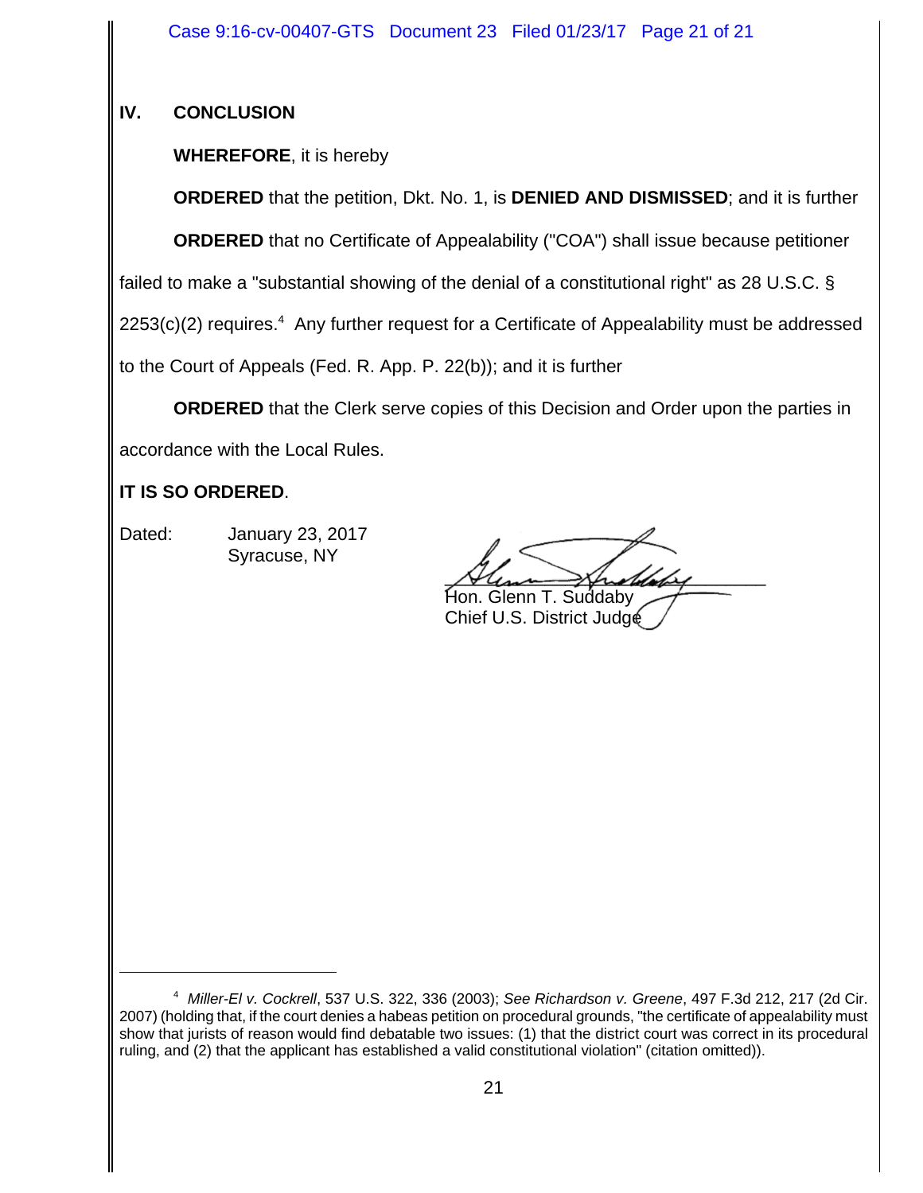## IV. CONCLUSION

**WHEREFORE**, it is hereby

**ORDERED** that the petition, Dkt. No. 1, is **DENIED AND DISMISSED**; and it is further

**ORDERED** that no Certificate of Appealability ("COA") shall issue because petitioner failed to make a "substantial showing of the denial of a constitutional right" as 28 U.S.C. § 2253(c)(2) requires.[4] Any further request for a Certificate of Appealability must be addressed to the Court of Appeals (Fed. R. App. P. 22(b)); and it is further

**ORDERED** that the Clerk serve copies of this Decision and Order upon the parties in accordance with the Local Rules.

**IT IS SO ORDERED**.

Dated: January 23, 2017
Syracuse, NY

Hon. Glenn T. Suddaby
Chief U.S. District Judge

---

[4] *Miller-El v. Cockrell*, 537 U.S. 322, 336 (2003); *See Richardson v. Greene*, 497 F.3d 212, 217 (2d Cir. 2007) (holding that, if the court denies a habeas petition on procedural grounds, "the certificate of appealability must show that jurists of reason would find debatable two issues: (1) that the district court was correct in its procedural ruling, and (2) that the applicant has established a valid constitutional violation" (citation omitted)).